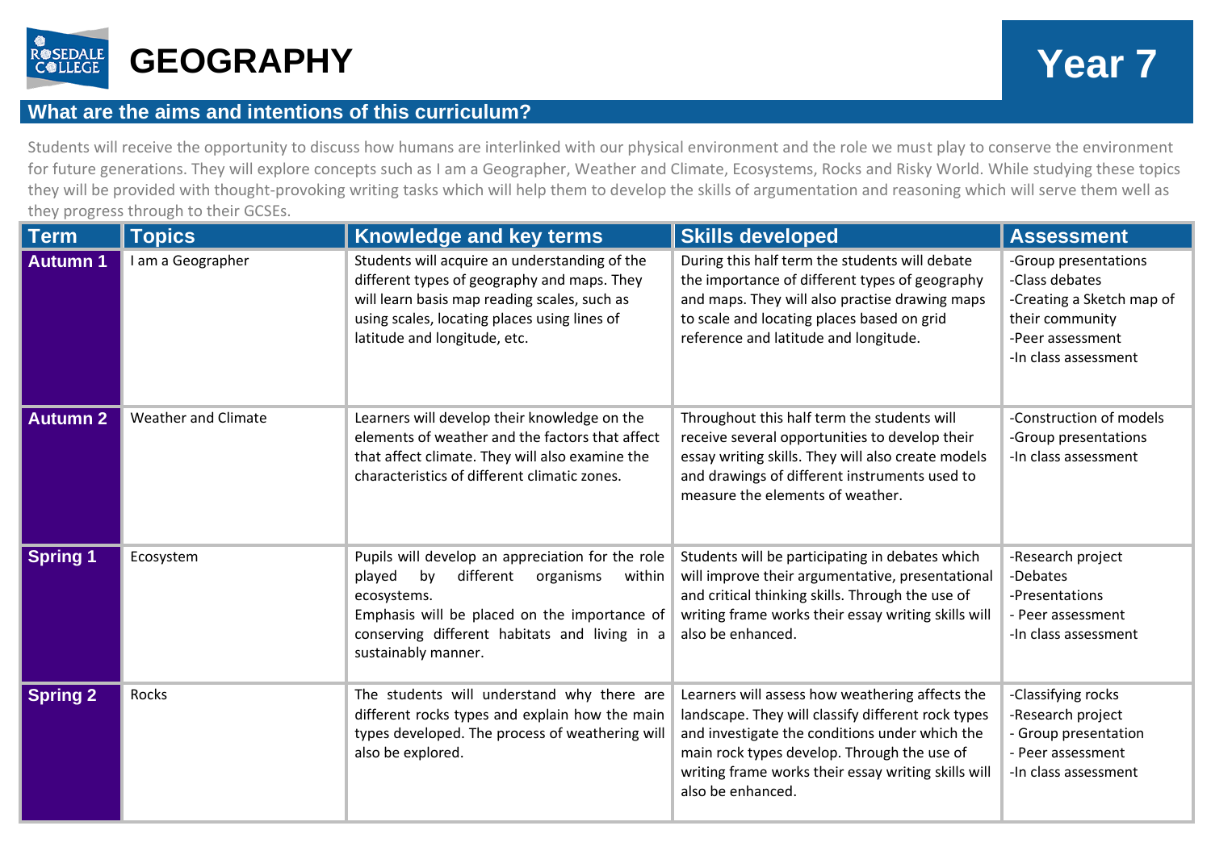# GEOGRAPHY

**Year 7**

## What are the aims and intentions of this curriculum?

Students will receive the opportunity to discuss how humans are interlinked with our physical environment and the role we must play to conserve the environment for future generations. They will explore concepts such as I am a Geographer, Weather and Climate, Ecosystems, Rocks and Risky World. While studying these topics they will be provided with thought-provoking writing tasks which will help them to develop the skills of argumentation and reasoning which will serve them well as they progress through to their GCSEs.

| Term | Topics | Knowledge and key terms | Skills developed | Assessment |
|---|---|---|---|---|
| **Autumn 1** | I am a Geographer | Students will acquire an understanding of the different types of geography and maps. They will learn basis map reading scales, such as using scales, locating places using lines of latitude and longitude, etc. | During this half term the students will debate the importance of different types of geography and maps. They will also practise drawing maps to scale and locating places based on grid reference and latitude and longitude. | -Group presentations<br>-Class debates<br>-Creating a Sketch map of their community<br>-Peer assessment<br>-In class assessment |
| **Autumn 2** | Weather and Climate | Learners will develop their knowledge on the elements of weather and the factors that affect that affect climate. They will also examine the characteristics of different climatic zones. | Throughout this half term the students will receive several opportunities to develop their essay writing skills. They will also create models and drawings of different instruments used to measure the elements of weather. | -Construction of models<br>-Group presentations<br>-In class assessment |
| **Spring 1** | Ecosystem | Pupils will develop an appreciation for the role played by different organisms within ecosystems.<br>Emphasis will be placed on the importance of conserving different habitats and living in a sustainably manner. | Students will be participating in debates which will improve their argumentative, presentational and critical thinking skills. Through the use of writing frame works their essay writing skills will also be enhanced. | -Research project<br>-Debates<br>-Presentations<br>- Peer assessment<br>-In class assessment |
| **Spring 2** | Rocks | The students will understand why there are different rocks types and explain how the main types developed. The process of weathering will also be explored. | Learners will assess how weathering affects the landscape. They will classify different rock types and investigate the conditions under which the main rock types develop. Through the use of writing frame works their essay writing skills will also be enhanced. | -Classifying rocks<br>-Research project<br>- Group presentation<br>- Peer assessment<br>-In class assessment |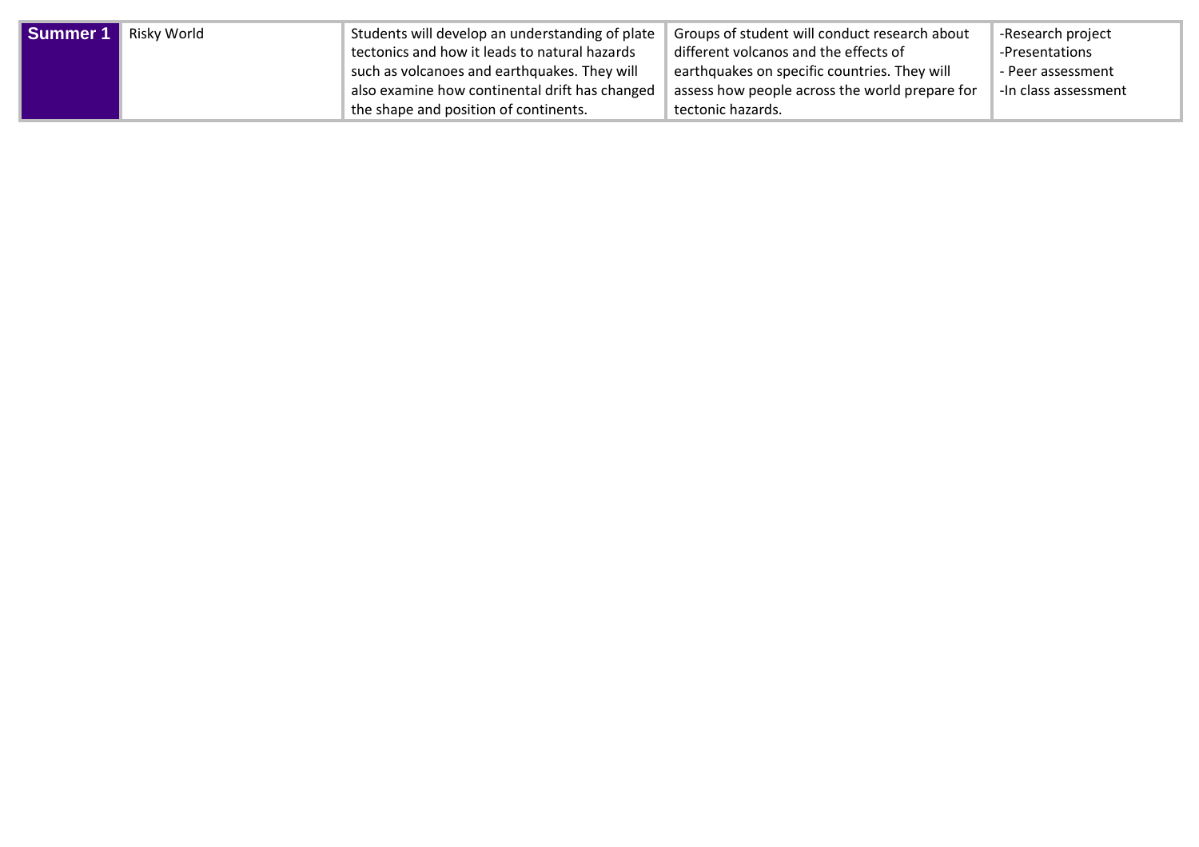| | | | | |
|---|---|---|---|---|
| **Summer 1** | Risky World | Students will develop an understanding of plate tectonics and how it leads to natural hazards such as volcanoes and earthquakes. They will also examine how continental drift has changed the shape and position of continents. | Groups of student will conduct research about different volcanos and the effects of earthquakes on specific countries. They will assess how people across the world prepare for tectonic hazards. | -Research project<br>-Presentations<br>- Peer assessment<br>-In class assessment |